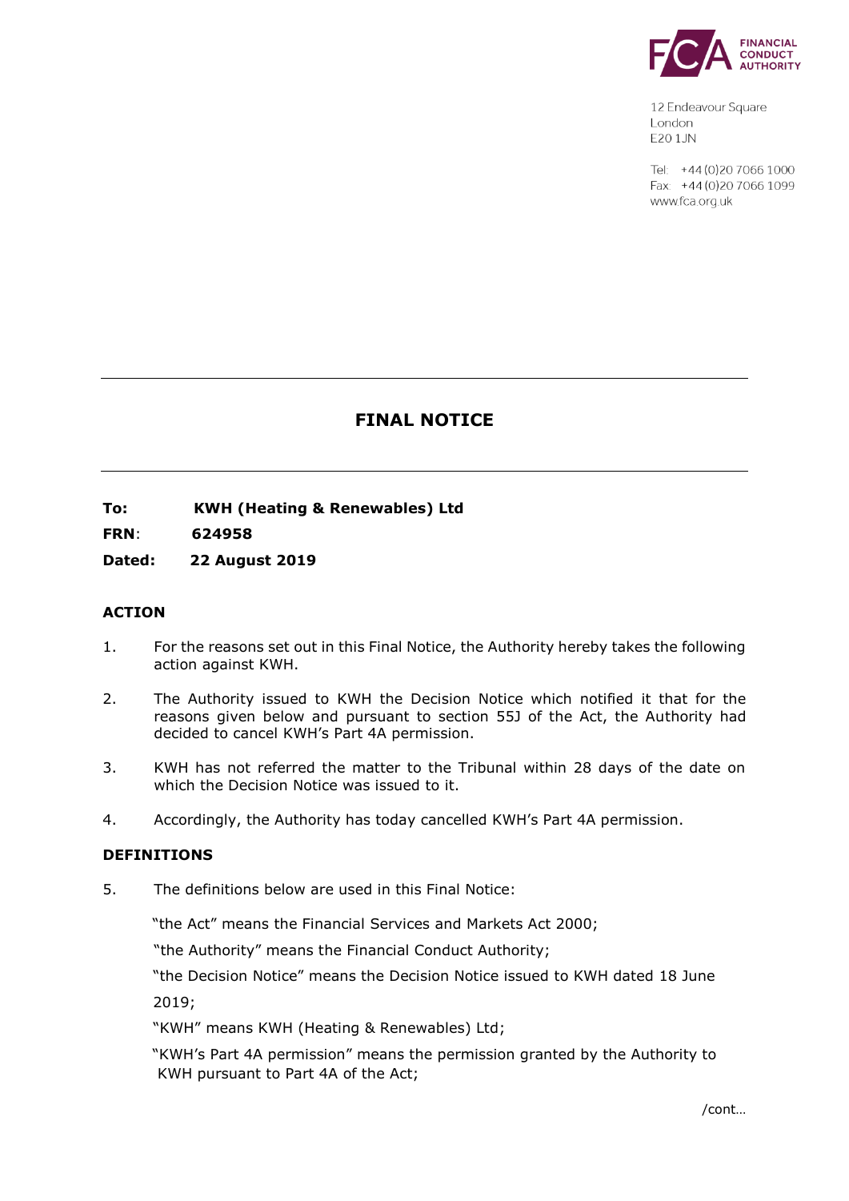FINANCIAL CONDUCT AUTHORITY

12 Endeavour Square
London
E20 1JN

Tel: +44 (0)20 7066 1000
Fax: +44 (0)20 7066 1099
www.fca.org.uk

# FINAL NOTICE

**To:** **KWH (Heating & Renewables) Ltd**

**FRN**: **624958**

**Dated:** **22 August 2019**

## ACTION

1. For the reasons set out in this Final Notice, the Authority hereby takes the following action against KWH.

2. The Authority issued to KWH the Decision Notice which notified it that for the reasons given below and pursuant to section 55J of the Act, the Authority had decided to cancel KWH's Part 4A permission.

3. KWH has not referred the matter to the Tribunal within 28 days of the date on which the Decision Notice was issued to it.

4. Accordingly, the Authority has today cancelled KWH's Part 4A permission.

## DEFINITIONS

5. The definitions below are used in this Final Notice:

"the Act" means the Financial Services and Markets Act 2000;

"the Authority" means the Financial Conduct Authority;

"the Decision Notice" means the Decision Notice issued to KWH dated 18 June 2019;

"KWH" means KWH (Heating & Renewables) Ltd;

"KWH's Part 4A permission" means the permission granted by the Authority to KWH pursuant to Part 4A of the Act;

/cont…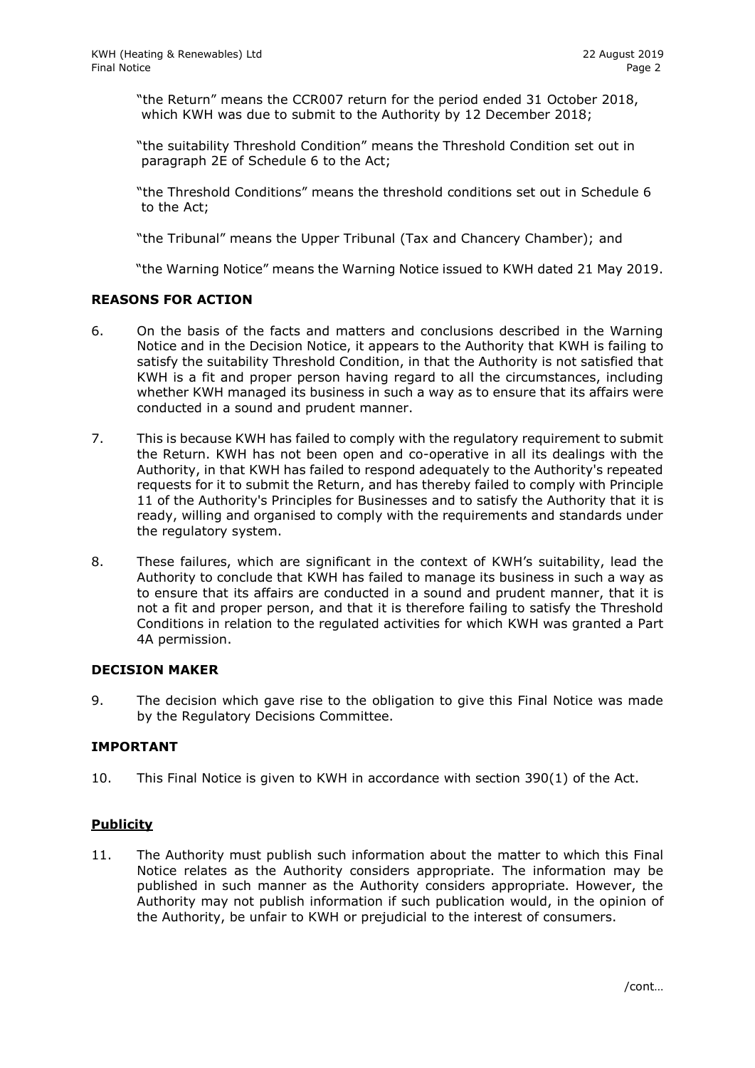"the Return" means the CCR007 return for the period ended 31 October 2018, which KWH was due to submit to the Authority by 12 December 2018;

"the suitability Threshold Condition" means the Threshold Condition set out in paragraph 2E of Schedule 6 to the Act;

"the Threshold Conditions" means the threshold conditions set out in Schedule 6 to the Act;

"the Tribunal" means the Upper Tribunal (Tax and Chancery Chamber); and

"the Warning Notice" means the Warning Notice issued to KWH dated 21 May 2019.

## REASONS FOR ACTION

6. On the basis of the facts and matters and conclusions described in the Warning Notice and in the Decision Notice, it appears to the Authority that KWH is failing to satisfy the suitability Threshold Condition, in that the Authority is not satisfied that KWH is a fit and proper person having regard to all the circumstances, including whether KWH managed its business in such a way as to ensure that its affairs were conducted in a sound and prudent manner.

7. This is because KWH has failed to comply with the regulatory requirement to submit the Return. KWH has not been open and co-operative in all its dealings with the Authority, in that KWH has failed to respond adequately to the Authority's repeated requests for it to submit the Return, and has thereby failed to comply with Principle 11 of the Authority's Principles for Businesses and to satisfy the Authority that it is ready, willing and organised to comply with the requirements and standards under the regulatory system.

8. These failures, which are significant in the context of KWH's suitability, lead the Authority to conclude that KWH has failed to manage its business in such a way as to ensure that its affairs are conducted in a sound and prudent manner, that it is not a fit and proper person, and that it is therefore failing to satisfy the Threshold Conditions in relation to the regulated activities for which KWH was granted a Part 4A permission.

## DECISION MAKER

9. The decision which gave rise to the obligation to give this Final Notice was made by the Regulatory Decisions Committee.

## IMPORTANT

10. This Final Notice is given to KWH in accordance with section 390(1) of the Act.

### Publicity

11. The Authority must publish such information about the matter to which this Final Notice relates as the Authority considers appropriate. The information may be published in such manner as the Authority considers appropriate. However, the Authority may not publish information if such publication would, in the opinion of the Authority, be unfair to KWH or prejudicial to the interest of consumers.

/cont…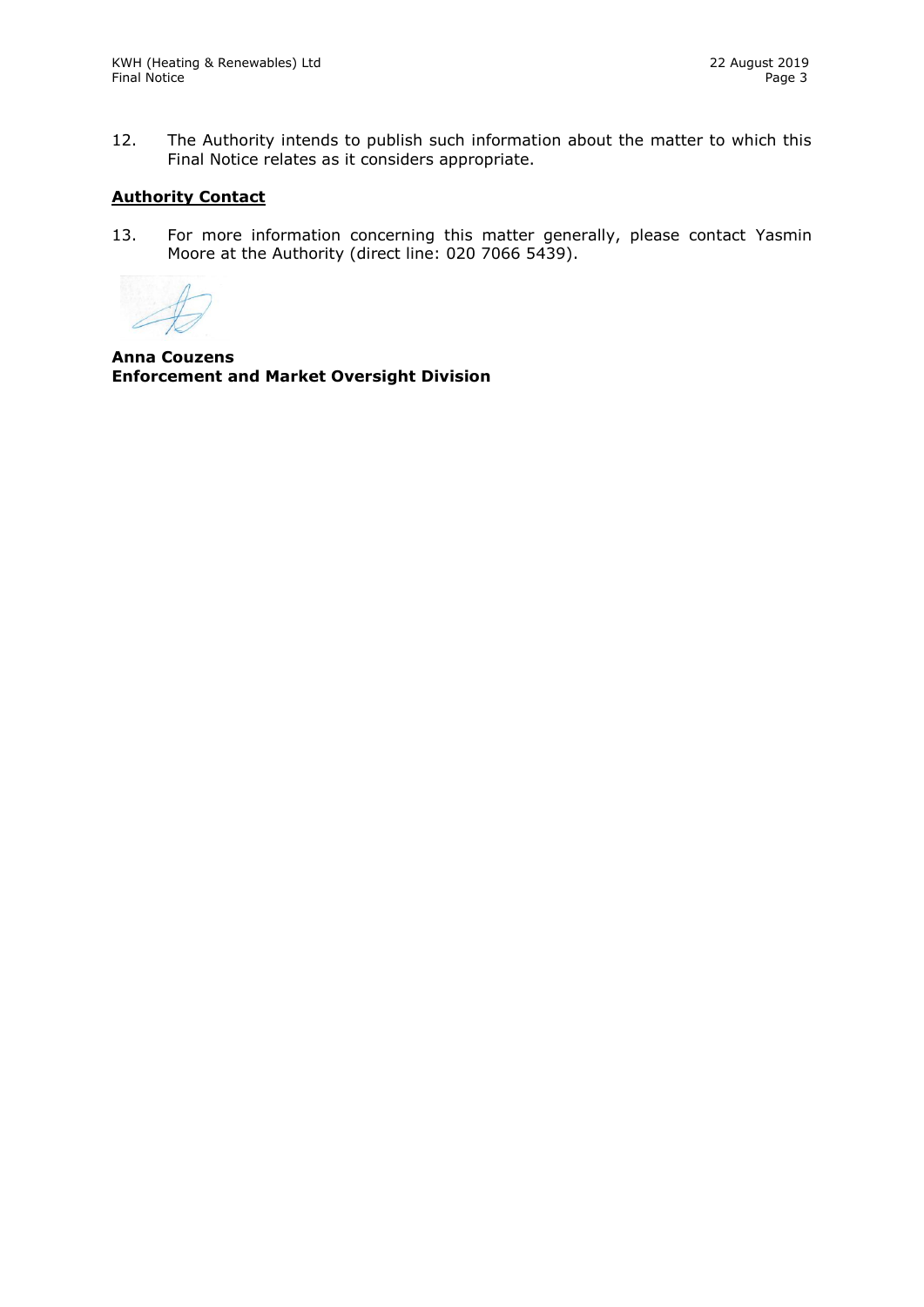12. The Authority intends to publish such information about the matter to which this Final Notice relates as it considers appropriate.

**Authority Contact**

13. For more information concerning this matter generally, please contact Yasmin Moore at the Authority (direct line: 020 7066 5439).

**Anna Couzens**
**Enforcement and Market Oversight Division**